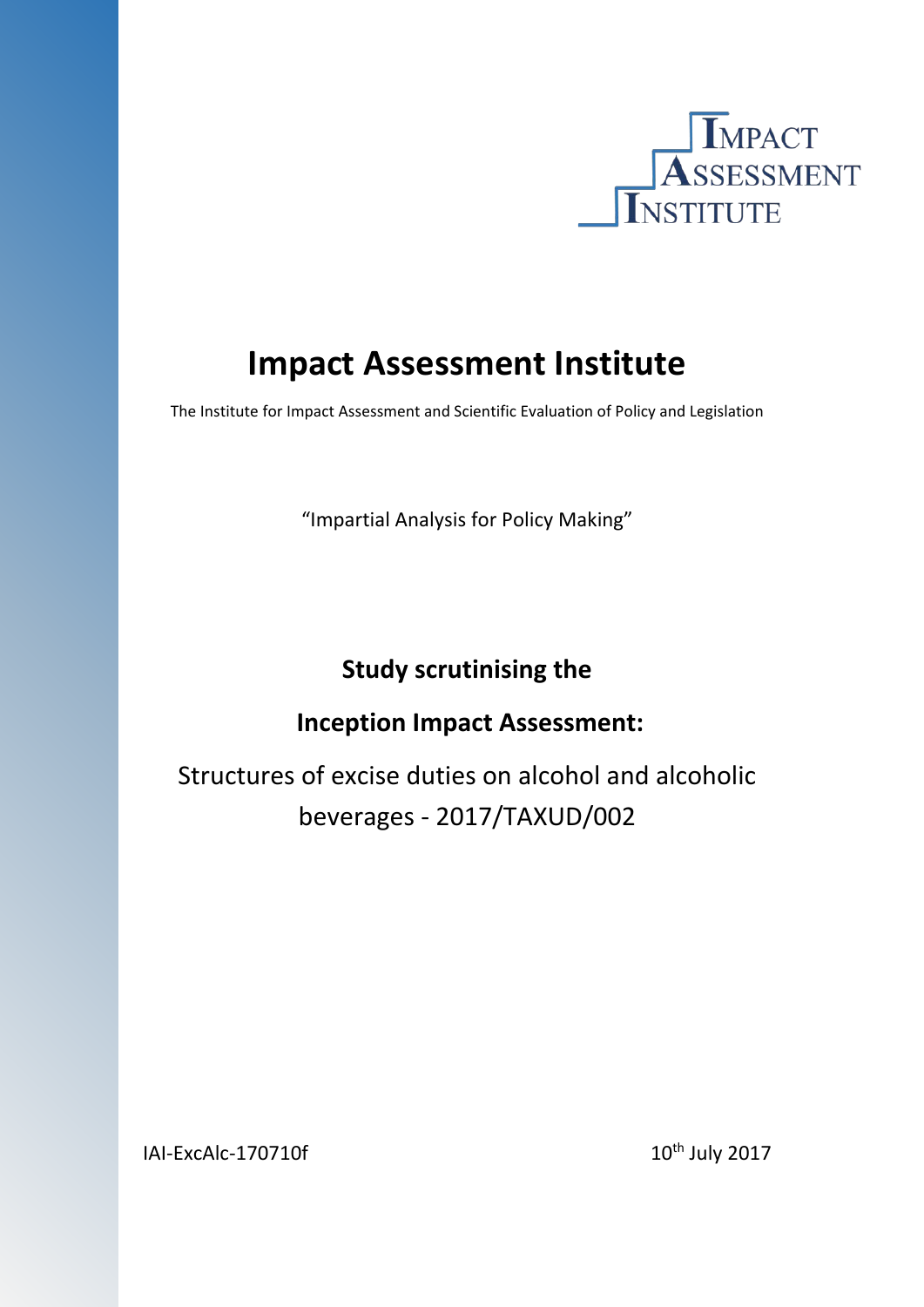# Impact Assessment Institute

The Institute for Impact Assessment and Scientific Evaluation of Policy and Legislation

"Impartial Analysis for Policy Making"

## Study scrutinising the

## Inception Impact Assessment:

Structures of excise duties on alcohol and alcoholic beverages - 2017/TAXUD/002

IAI-ExcAlc-170710f

10th July 2017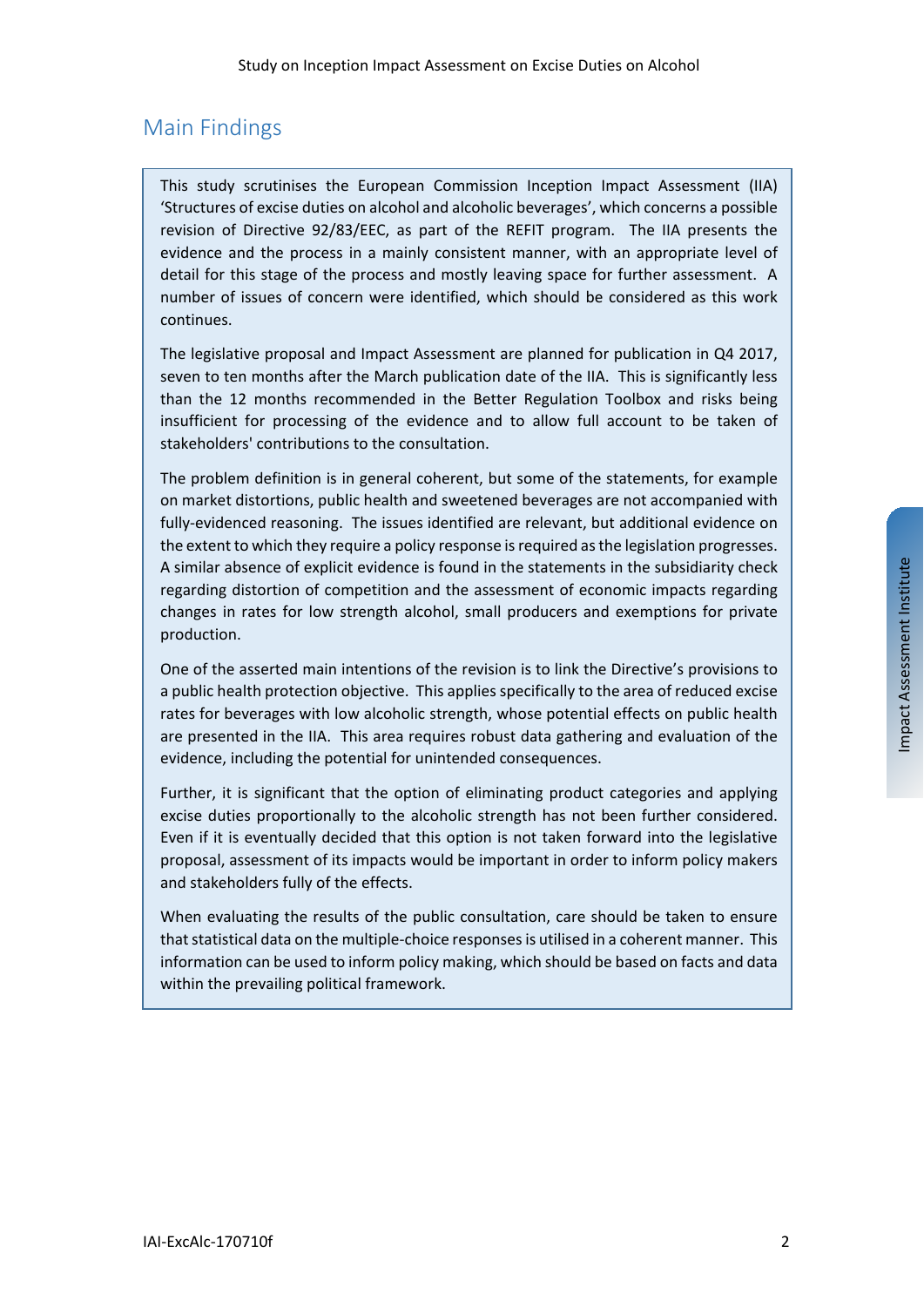## Main Findings

This study scrutinises the European Commission Inception Impact Assessment (IIA) 'Structures of excise duties on alcohol and alcoholic beverages', which concerns a possible revision of Directive 92/83/EEC, as part of the REFIT program. The IIA presents the evidence and the process in a mainly consistent manner, with an appropriate level of detail for this stage of the process and mostly leaving space for further assessment. A number of issues of concern were identified, which should be considered as this work continues.

The legislative proposal and Impact Assessment are planned for publication in Q4 2017, seven to ten months after the March publication date of the IIA. This is significantly less than the 12 months recommended in the Better Regulation Toolbox and risks being insufficient for processing of the evidence and to allow full account to be taken of stakeholders' contributions to the consultation.

The problem definition is in general coherent, but some of the statements, for example on market distortions, public health and sweetened beverages are not accompanied with fully-evidenced reasoning. The issues identified are relevant, but additional evidence on the extent to which they require a policy response is required as the legislation progresses. A similar absence of explicit evidence is found in the statements in the subsidiarity check regarding distortion of competition and the assessment of economic impacts regarding changes in rates for low strength alcohol, small producers and exemptions for private production.

One of the asserted main intentions of the revision is to link the Directive's provisions to a public health protection objective. This applies specifically to the area of reduced excise rates for beverages with low alcoholic strength, whose potential effects on public health are presented in the IIA. This area requires robust data gathering and evaluation of the evidence, including the potential for unintended consequences.

Further, it is significant that the option of eliminating product categories and applying excise duties proportionally to the alcoholic strength has not been further considered. Even if it is eventually decided that this option is not taken forward into the legislative proposal, assessment of its impacts would be important in order to inform policy makers and stakeholders fully of the effects.

When evaluating the results of the public consultation, care should be taken to ensure that statistical data on the multiple-choice responses is utilised in a coherent manner. This information can be used to inform policy making, which should be based on facts and data within the prevailing political framework.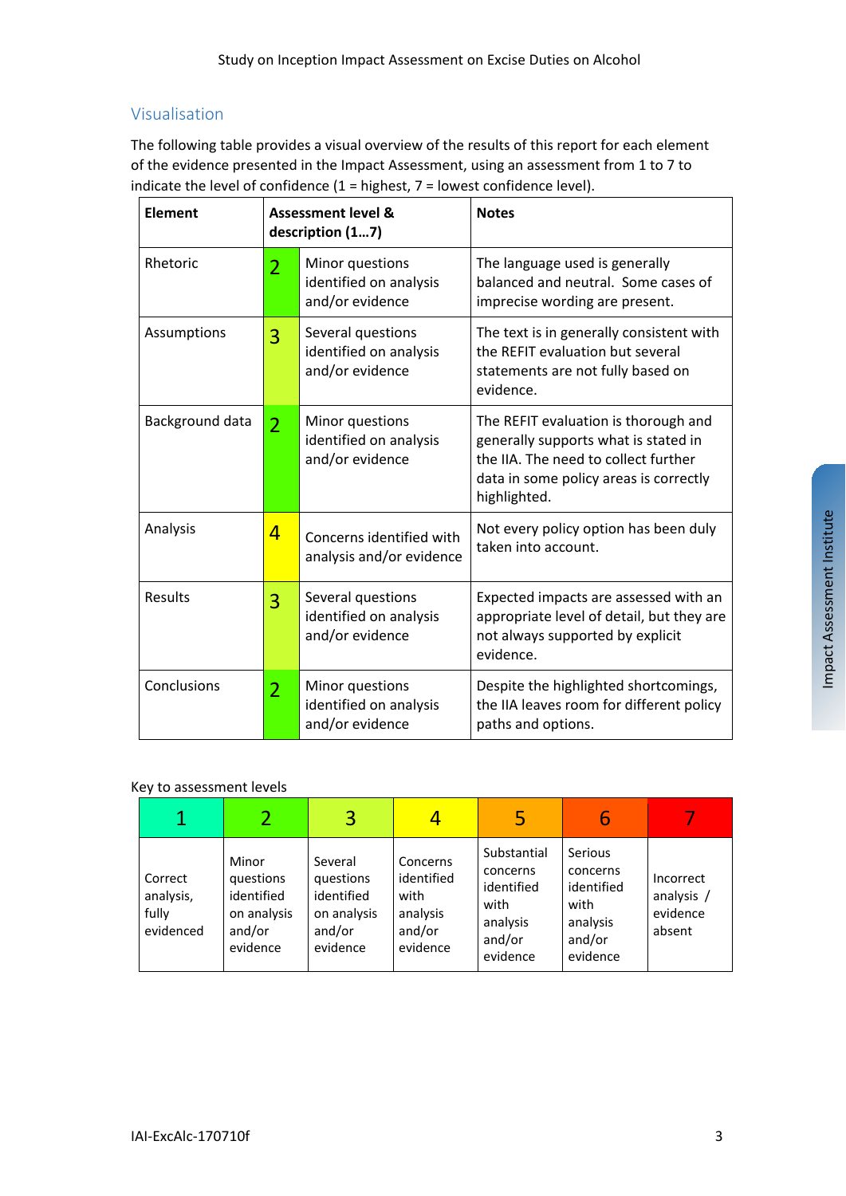## Visualisation

The following table provides a visual overview of the results of this report for each element of the evidence presented in the Impact Assessment, using an assessment from 1 to 7 to indicate the level of confidence (1 = highest, 7 = lowest confidence level).

| Element | Assessment level & description (1…7) | | Notes |
|---|---|---|---|
| Rhetoric | 2 | Minor questions identified on analysis and/or evidence | The language used is generally balanced and neutral. Some cases of imprecise wording are present. |
| Assumptions | 3 | Several questions identified on analysis and/or evidence | The text is in generally consistent with the REFIT evaluation but several statements are not fully based on evidence. |
| Background data | 2 | Minor questions identified on analysis and/or evidence | The REFIT evaluation is thorough and generally supports what is stated in the IIA. The need to collect further data in some policy areas is correctly highlighted. |
| Analysis | 4 | Concerns identified with analysis and/or evidence | Not every policy option has been duly taken into account. |
| Results | 3 | Several questions identified on analysis and/or evidence | Expected impacts are assessed with an appropriate level of detail, but they are not always supported by explicit evidence. |
| Conclusions | 2 | Minor questions identified on analysis and/or evidence | Despite the highlighted shortcomings, the IIA leaves room for different policy paths and options. |

Key to assessment levels

| 1 | 2 | 3 | 4 | 5 | 6 | 7 |
|---|---|---|---|---|---|---|
| Correct analysis, fully evidenced | Minor questions identified on analysis and/or evidence | Several questions identified on analysis and/or evidence | Concerns identified with analysis and/or evidence | Substantial concerns identified with analysis and/or evidence | Serious concerns identified with analysis and/or evidence | Incorrect analysis / evidence absent |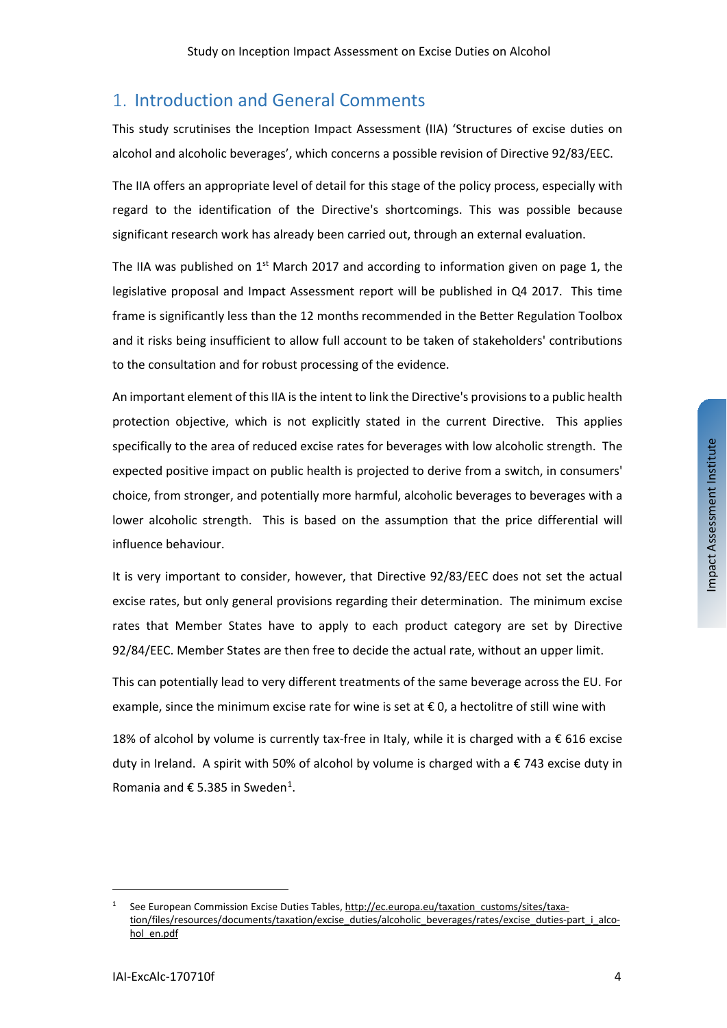## 1. Introduction and General Comments

This study scrutinises the Inception Impact Assessment (IIA) 'Structures of excise duties on alcohol and alcoholic beverages', which concerns a possible revision of Directive 92/83/EEC.

The IIA offers an appropriate level of detail for this stage of the policy process, especially with regard to the identification of the Directive's shortcomings. This was possible because significant research work has already been carried out, through an external evaluation.

The IIA was published on 1st March 2017 and according to information given on page 1, the legislative proposal and Impact Assessment report will be published in Q4 2017. This time frame is significantly less than the 12 months recommended in the Better Regulation Toolbox and it risks being insufficient to allow full account to be taken of stakeholders' contributions to the consultation and for robust processing of the evidence.

An important element of this IIA is the intent to link the Directive's provisions to a public health protection objective, which is not explicitly stated in the current Directive. This applies specifically to the area of reduced excise rates for beverages with low alcoholic strength. The expected positive impact on public health is projected to derive from a switch, in consumers' choice, from stronger, and potentially more harmful, alcoholic beverages to beverages with a lower alcoholic strength. This is based on the assumption that the price differential will influence behaviour.

It is very important to consider, however, that Directive 92/83/EEC does not set the actual excise rates, but only general provisions regarding their determination. The minimum excise rates that Member States have to apply to each product category are set by Directive 92/84/EEC. Member States are then free to decide the actual rate, without an upper limit.

This can potentially lead to very different treatments of the same beverage across the EU. For example, since the minimum excise rate for wine is set at € 0, a hectolitre of still wine with 18% of alcohol by volume is currently tax-free in Italy, while it is charged with a € 616 excise duty in Ireland. A spirit with 50% of alcohol by volume is charged with a € 743 excise duty in Romania and € 5.385 in Sweden[1].

[1] See European Commission Excise Duties Tables, http://ec.europa.eu/taxation_customs/sites/taxation/files/resources/documents/taxation/excise_duties/alcoholic_beverages/rates/excise_duties-part_i_alcohol_en.pdf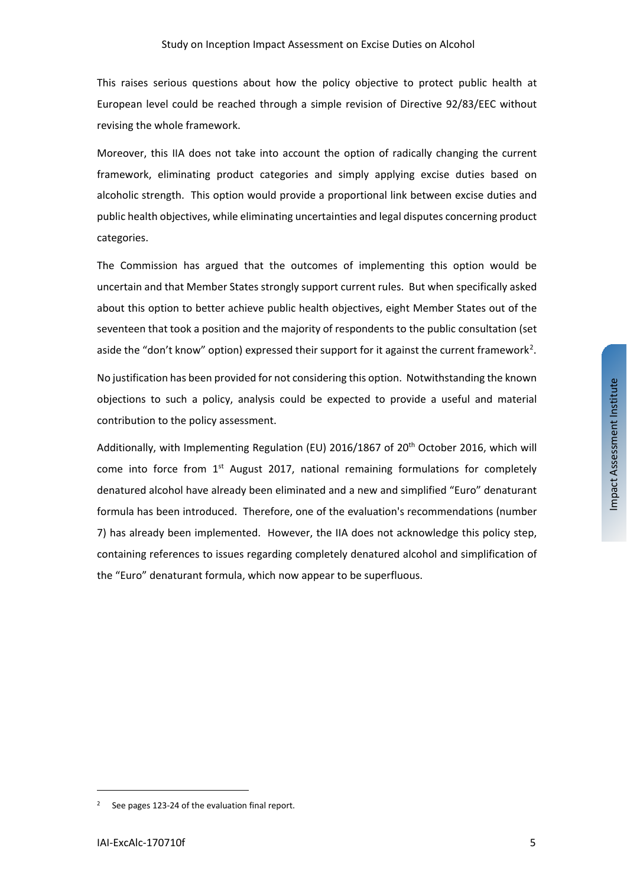This raises serious questions about how the policy objective to protect public health at European level could be reached through a simple revision of Directive 92/83/EEC without revising the whole framework.

Moreover, this IIA does not take into account the option of radically changing the current framework, eliminating product categories and simply applying excise duties based on alcoholic strength. This option would provide a proportional link between excise duties and public health objectives, while eliminating uncertainties and legal disputes concerning product categories.

The Commission has argued that the outcomes of implementing this option would be uncertain and that Member States strongly support current rules. But when specifically asked about this option to better achieve public health objectives, eight Member States out of the seventeen that took a position and the majority of respondents to the public consultation (set aside the "don't know" option) expressed their support for it against the current framework[2].

No justification has been provided for not considering this option. Notwithstanding the known objections to such a policy, analysis could be expected to provide a useful and material contribution to the policy assessment.

Additionally, with Implementing Regulation (EU) 2016/1867 of 20th October 2016, which will come into force from 1st August 2017, national remaining formulations for completely denatured alcohol have already been eliminated and a new and simplified "Euro" denaturant formula has been introduced. Therefore, one of the evaluation's recommendations (number 7) has already been implemented. However, the IIA does not acknowledge this policy step, containing references to issues regarding completely denatured alcohol and simplification of the "Euro" denaturant formula, which now appear to be superfluous.

[2] See pages 123-24 of the evaluation final report.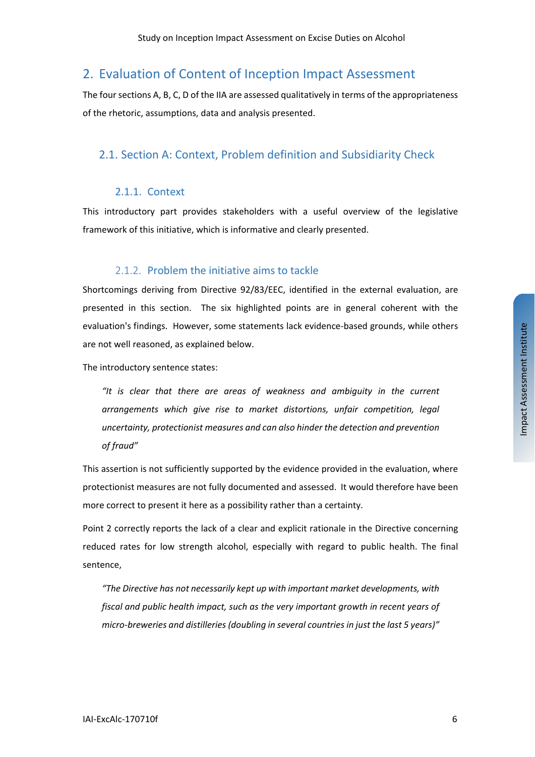## 2. Evaluation of Content of Inception Impact Assessment

The four sections A, B, C, D of the IIA are assessed qualitatively in terms of the appropriateness of the rhetoric, assumptions, data and analysis presented.

### 2.1. Section A: Context, Problem definition and Subsidiarity Check

#### 2.1.1. Context

This introductory part provides stakeholders with a useful overview of the legislative framework of this initiative, which is informative and clearly presented.

#### 2.1.2. Problem the initiative aims to tackle

Shortcomings deriving from Directive 92/83/EEC, identified in the external evaluation, are presented in this section. The six highlighted points are in general coherent with the evaluation's findings. However, some statements lack evidence-based grounds, while others are not well reasoned, as explained below.

The introductory sentence states:

> *"It is clear that there are areas of weakness and ambiguity in the current arrangements which give rise to market distortions, unfair competition, legal uncertainty, protectionist measures and can also hinder the detection and prevention of fraud"*

This assertion is not sufficiently supported by the evidence provided in the evaluation, where protectionist measures are not fully documented and assessed. It would therefore have been more correct to present it here as a possibility rather than a certainty.

Point 2 correctly reports the lack of a clear and explicit rationale in the Directive concerning reduced rates for low strength alcohol, especially with regard to public health. The final sentence,

> *"The Directive has not necessarily kept up with important market developments, with fiscal and public health impact, such as the very important growth in recent years of micro-breweries and distilleries (doubling in several countries in just the last 5 years)"*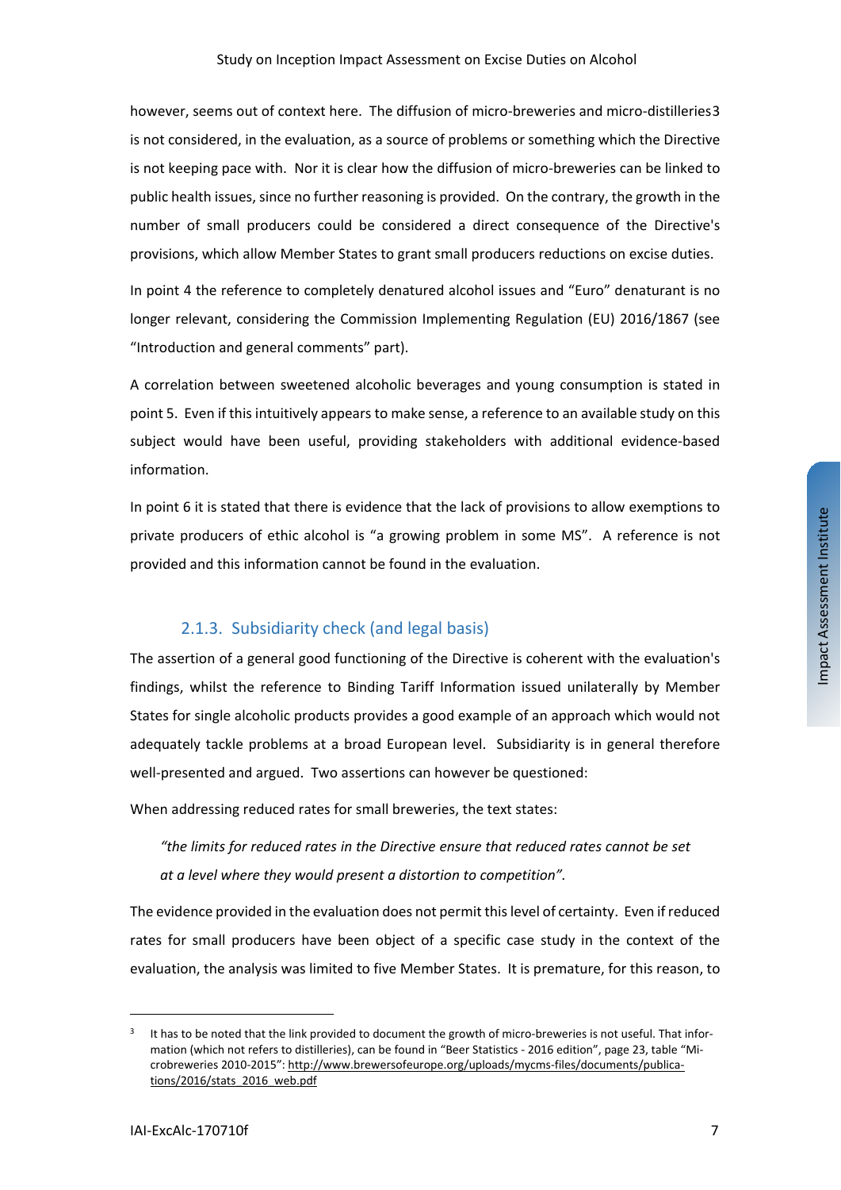however, seems out of context here. The diffusion of micro-breweries and micro-distilleries[3] is not considered, in the evaluation, as a source of problems or something which the Directive is not keeping pace with. Nor it is clear how the diffusion of micro-breweries can be linked to public health issues, since no further reasoning is provided. On the contrary, the growth in the number of small producers could be considered a direct consequence of the Directive's provisions, which allow Member States to grant small producers reductions on excise duties.

In point 4 the reference to completely denatured alcohol issues and "Euro" denaturant is no longer relevant, considering the Commission Implementing Regulation (EU) 2016/1867 (see "Introduction and general comments" part).

A correlation between sweetened alcoholic beverages and young consumption is stated in point 5. Even if this intuitively appears to make sense, a reference to an available study on this subject would have been useful, providing stakeholders with additional evidence-based information.

In point 6 it is stated that there is evidence that the lack of provisions to allow exemptions to private producers of ethic alcohol is "a growing problem in some MS". A reference is not provided and this information cannot be found in the evaluation.

### 2.1.3. Subsidiarity check (and legal basis)

The assertion of a general good functioning of the Directive is coherent with the evaluation's findings, whilst the reference to Binding Tariff Information issued unilaterally by Member States for single alcoholic products provides a good example of an approach which would not adequately tackle problems at a broad European level. Subsidiarity is in general therefore well-presented and argued. Two assertions can however be questioned:

When addressing reduced rates for small breweries, the text states:

> *"the limits for reduced rates in the Directive ensure that reduced rates cannot be set at a level where they would present a distortion to competition".*

The evidence provided in the evaluation does not permit this level of certainty. Even if reduced rates for small producers have been object of a specific case study in the context of the evaluation, the analysis was limited to five Member States. It is premature, for this reason, to

---

[3] It has to be noted that the link provided to document the growth of micro-breweries is not useful. That information (which not refers to distilleries), can be found in "Beer Statistics - 2016 edition", page 23, table "Microbreweries 2010-2015": http://www.brewersofeurope.org/uploads/mycms-files/documents/publications/2016/stats_2016_web.pdf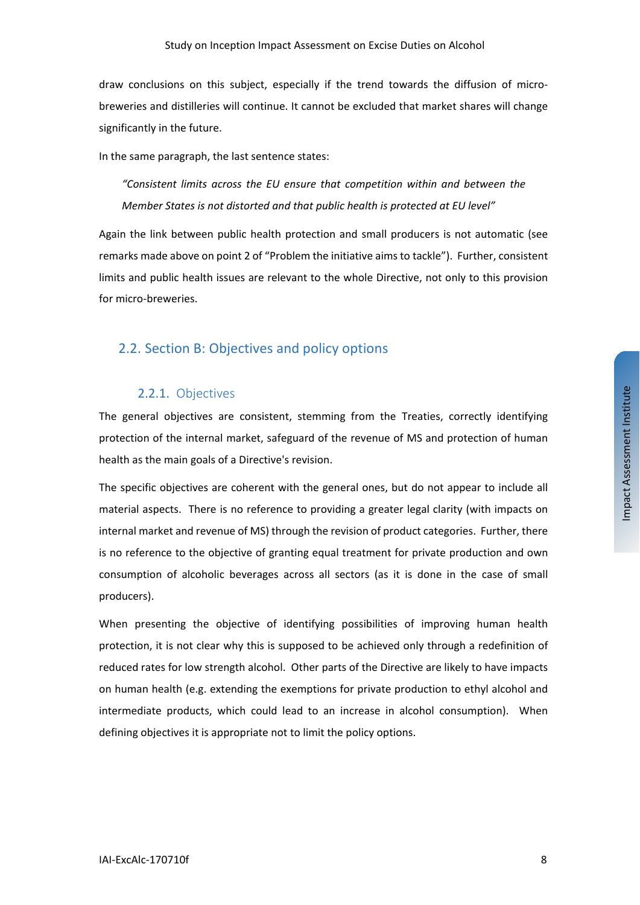draw conclusions on this subject, especially if the trend towards the diffusion of micro-breweries and distilleries will continue. It cannot be excluded that market shares will change significantly in the future.

In the same paragraph, the last sentence states:

> *"Consistent limits across the EU ensure that competition within and between the Member States is not distorted and that public health is protected at EU level"*

Again the link between public health protection and small producers is not automatic (see remarks made above on point 2 of "Problem the initiative aims to tackle"). Further, consistent limits and public health issues are relevant to the whole Directive, not only to this provision for micro-breweries.

## 2.2. Section B: Objectives and policy options

### 2.2.1. Objectives

The general objectives are consistent, stemming from the Treaties, correctly identifying protection of the internal market, safeguard of the revenue of MS and protection of human health as the main goals of a Directive's revision.

The specific objectives are coherent with the general ones, but do not appear to include all material aspects. There is no reference to providing a greater legal clarity (with impacts on internal market and revenue of MS) through the revision of product categories. Further, there is no reference to the objective of granting equal treatment for private production and own consumption of alcoholic beverages across all sectors (as it is done in the case of small producers).

When presenting the objective of identifying possibilities of improving human health protection, it is not clear why this is supposed to be achieved only through a redefinition of reduced rates for low strength alcohol. Other parts of the Directive are likely to have impacts on human health (e.g. extending the exemptions for private production to ethyl alcohol and intermediate products, which could lead to an increase in alcohol consumption). When defining objectives it is appropriate not to limit the policy options.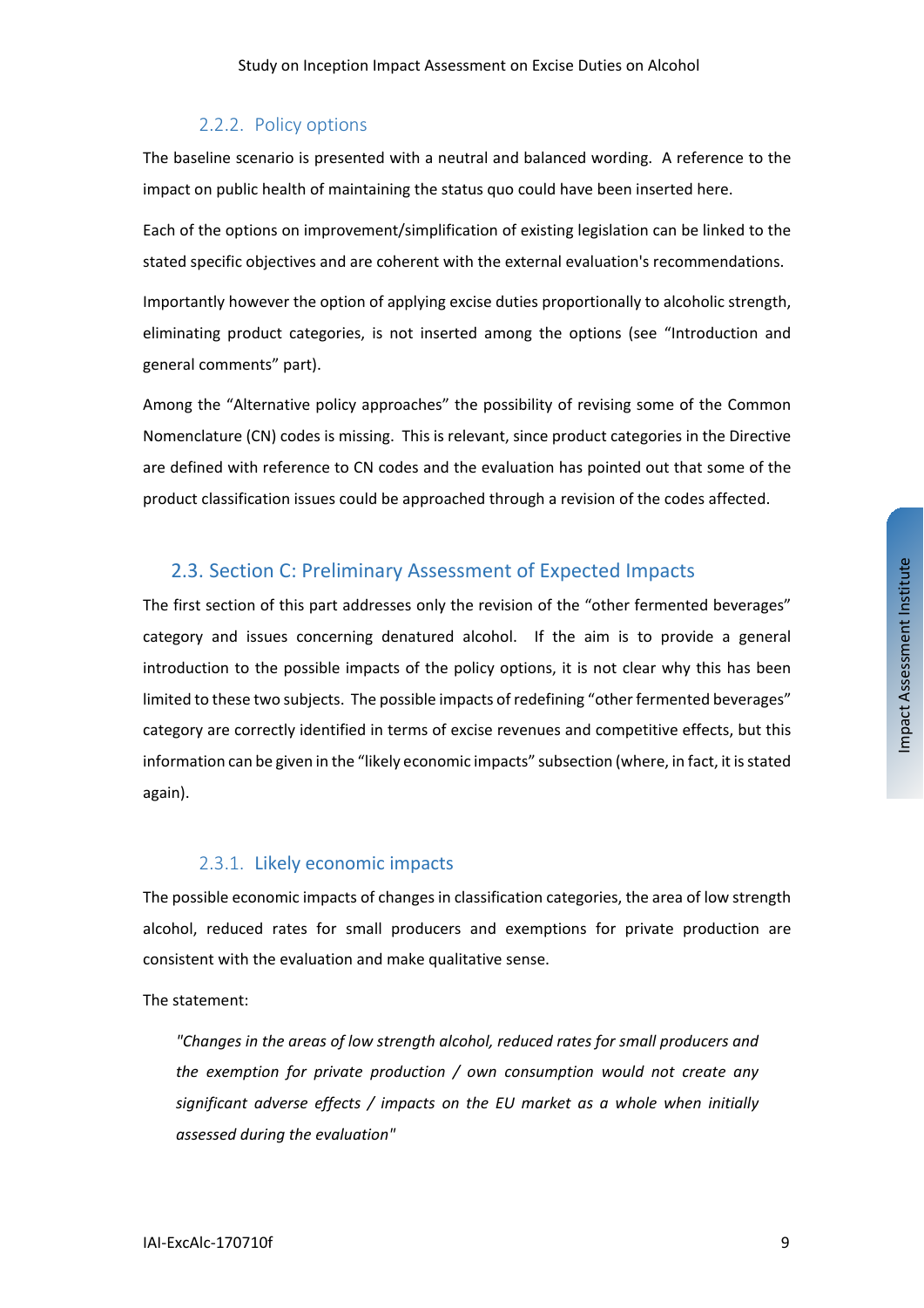### 2.2.2. Policy options

The baseline scenario is presented with a neutral and balanced wording. A reference to the impact on public health of maintaining the status quo could have been inserted here.

Each of the options on improvement/simplification of existing legislation can be linked to the stated specific objectives and are coherent with the external evaluation's recommendations.

Importantly however the option of applying excise duties proportionally to alcoholic strength, eliminating product categories, is not inserted among the options (see "Introduction and general comments" part).

Among the "Alternative policy approaches" the possibility of revising some of the Common Nomenclature (CN) codes is missing. This is relevant, since product categories in the Directive are defined with reference to CN codes and the evaluation has pointed out that some of the product classification issues could be approached through a revision of the codes affected.

## 2.3. Section C: Preliminary Assessment of Expected Impacts

The first section of this part addresses only the revision of the "other fermented beverages" category and issues concerning denatured alcohol. If the aim is to provide a general introduction to the possible impacts of the policy options, it is not clear why this has been limited to these two subjects. The possible impacts of redefining "other fermented beverages" category are correctly identified in terms of excise revenues and competitive effects, but this information can be given in the "likely economic impacts" subsection (where, in fact, it is stated again).

### 2.3.1. Likely economic impacts

The possible economic impacts of changes in classification categories, the area of low strength alcohol, reduced rates for small producers and exemptions for private production are consistent with the evaluation and make qualitative sense.

The statement:

> *"Changes in the areas of low strength alcohol, reduced rates for small producers and the exemption for private production / own consumption would not create any significant adverse effects / impacts on the EU market as a whole when initially assessed during the evaluation"*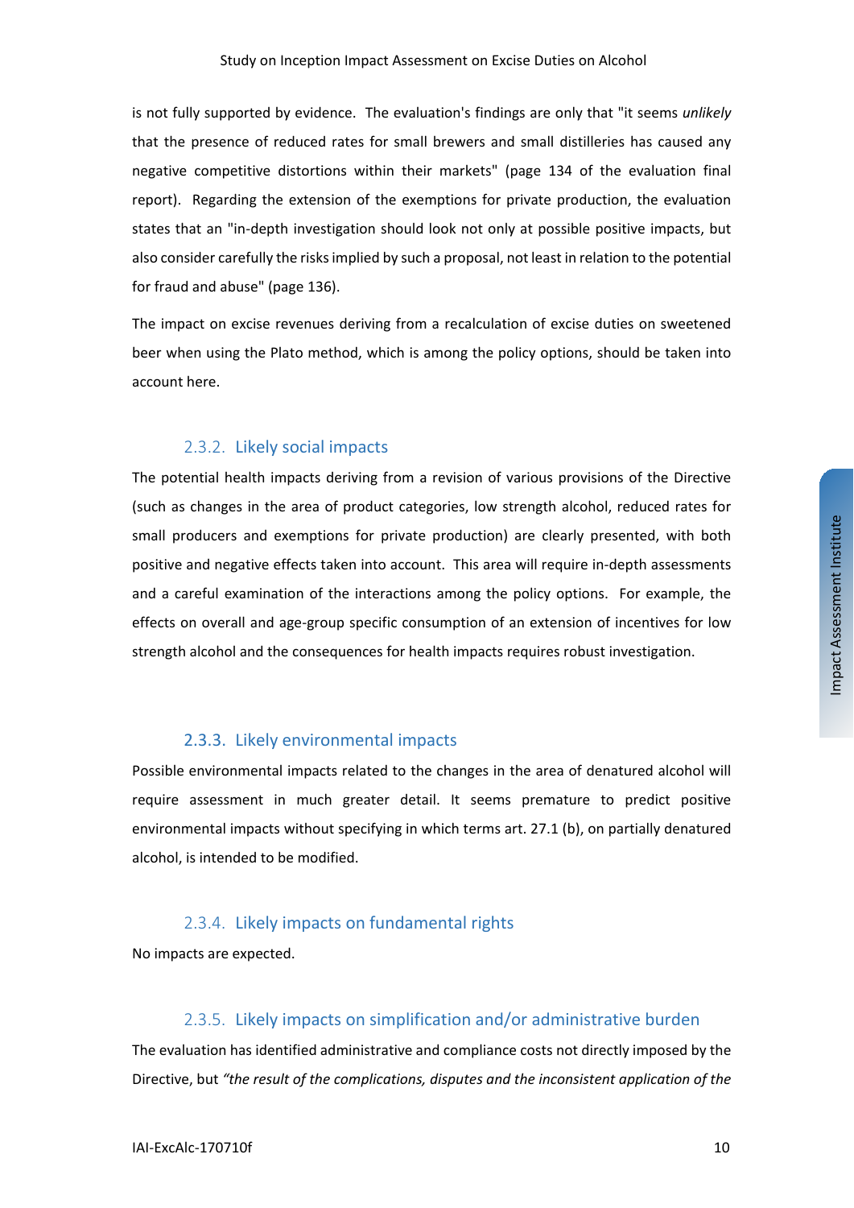is not fully supported by evidence. The evaluation's findings are only that "it seems *unlikely* that the presence of reduced rates for small brewers and small distilleries has caused any negative competitive distortions within their markets" (page 134 of the evaluation final report). Regarding the extension of the exemptions for private production, the evaluation states that an "in-depth investigation should look not only at possible positive impacts, but also consider carefully the risks implied by such a proposal, not least in relation to the potential for fraud and abuse" (page 136).

The impact on excise revenues deriving from a recalculation of excise duties on sweetened beer when using the Plato method, which is among the policy options, should be taken into account here.

### 2.3.2. Likely social impacts

The potential health impacts deriving from a revision of various provisions of the Directive (such as changes in the area of product categories, low strength alcohol, reduced rates for small producers and exemptions for private production) are clearly presented, with both positive and negative effects taken into account. This area will require in-depth assessments and a careful examination of the interactions among the policy options. For example, the effects on overall and age-group specific consumption of an extension of incentives for low strength alcohol and the consequences for health impacts requires robust investigation.

### 2.3.3. Likely environmental impacts

Possible environmental impacts related to the changes in the area of denatured alcohol will require assessment in much greater detail. It seems premature to predict positive environmental impacts without specifying in which terms art. 27.1 (b), on partially denatured alcohol, is intended to be modified.

### 2.3.4. Likely impacts on fundamental rights

No impacts are expected.

### 2.3.5. Likely impacts on simplification and/or administrative burden

The evaluation has identified administrative and compliance costs not directly imposed by the Directive, but *"the result of the complications, disputes and the inconsistent application of the*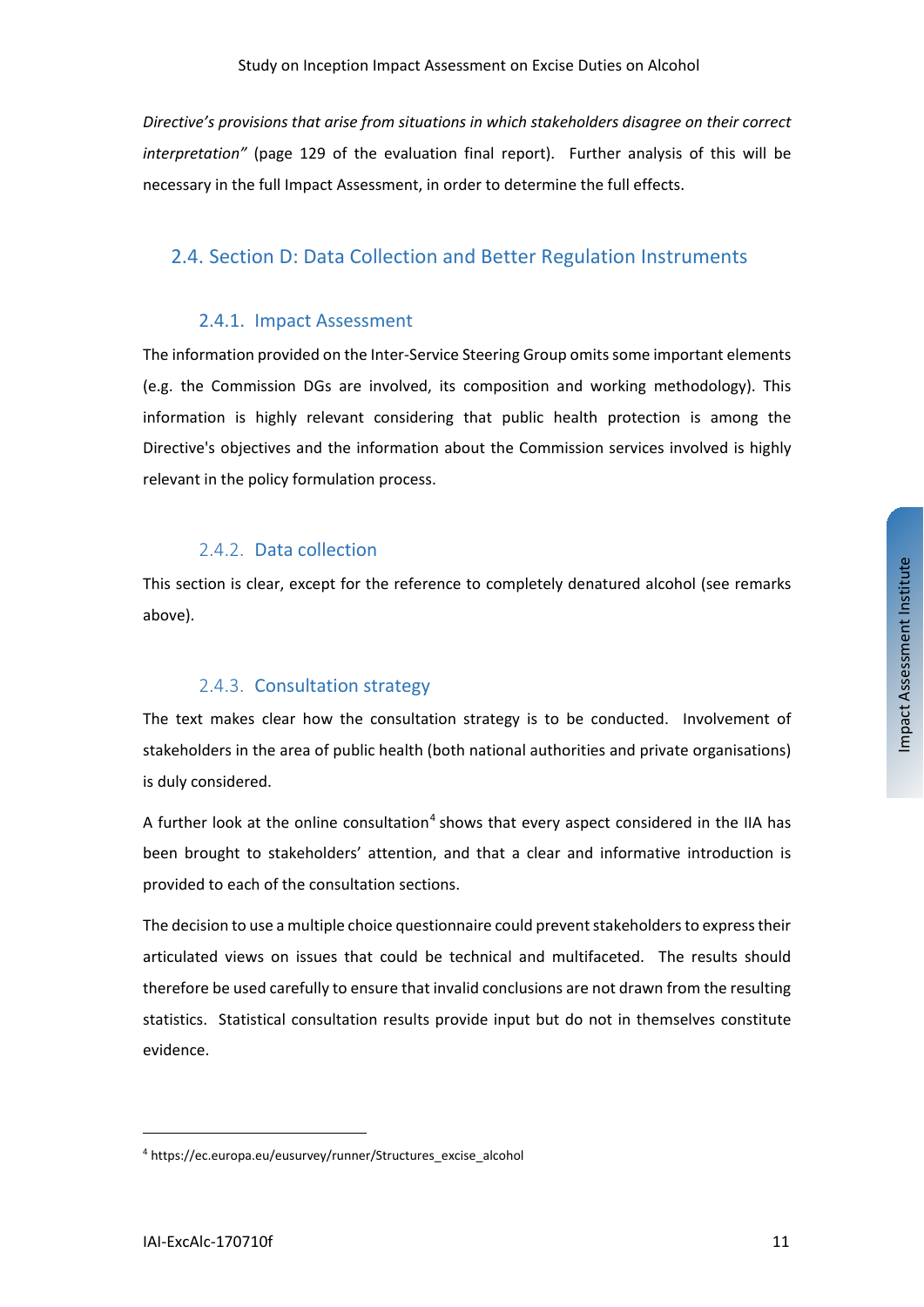*Directive's provisions that arise from situations in which stakeholders disagree on their correct interpretation"* (page 129 of the evaluation final report). Further analysis of this will be necessary in the full Impact Assessment, in order to determine the full effects.

## 2.4. Section D: Data Collection and Better Regulation Instruments

### 2.4.1. Impact Assessment

The information provided on the Inter-Service Steering Group omits some important elements (e.g. the Commission DGs are involved, its composition and working methodology). This information is highly relevant considering that public health protection is among the Directive's objectives and the information about the Commission services involved is highly relevant in the policy formulation process.

### 2.4.2. Data collection

This section is clear, except for the reference to completely denatured alcohol (see remarks above).

### 2.4.3. Consultation strategy

The text makes clear how the consultation strategy is to be conducted. Involvement of stakeholders in the area of public health (both national authorities and private organisations) is duly considered.

A further look at the online consultation[4] shows that every aspect considered in the IIA has been brought to stakeholders' attention, and that a clear and informative introduction is provided to each of the consultation sections.

The decision to use a multiple choice questionnaire could prevent stakeholders to express their articulated views on issues that could be technical and multifaceted. The results should therefore be used carefully to ensure that invalid conclusions are not drawn from the resulting statistics. Statistical consultation results provide input but do not in themselves constitute evidence.

---

[4] https://ec.europa.eu/eusurvey/runner/Structures_excise_alcohol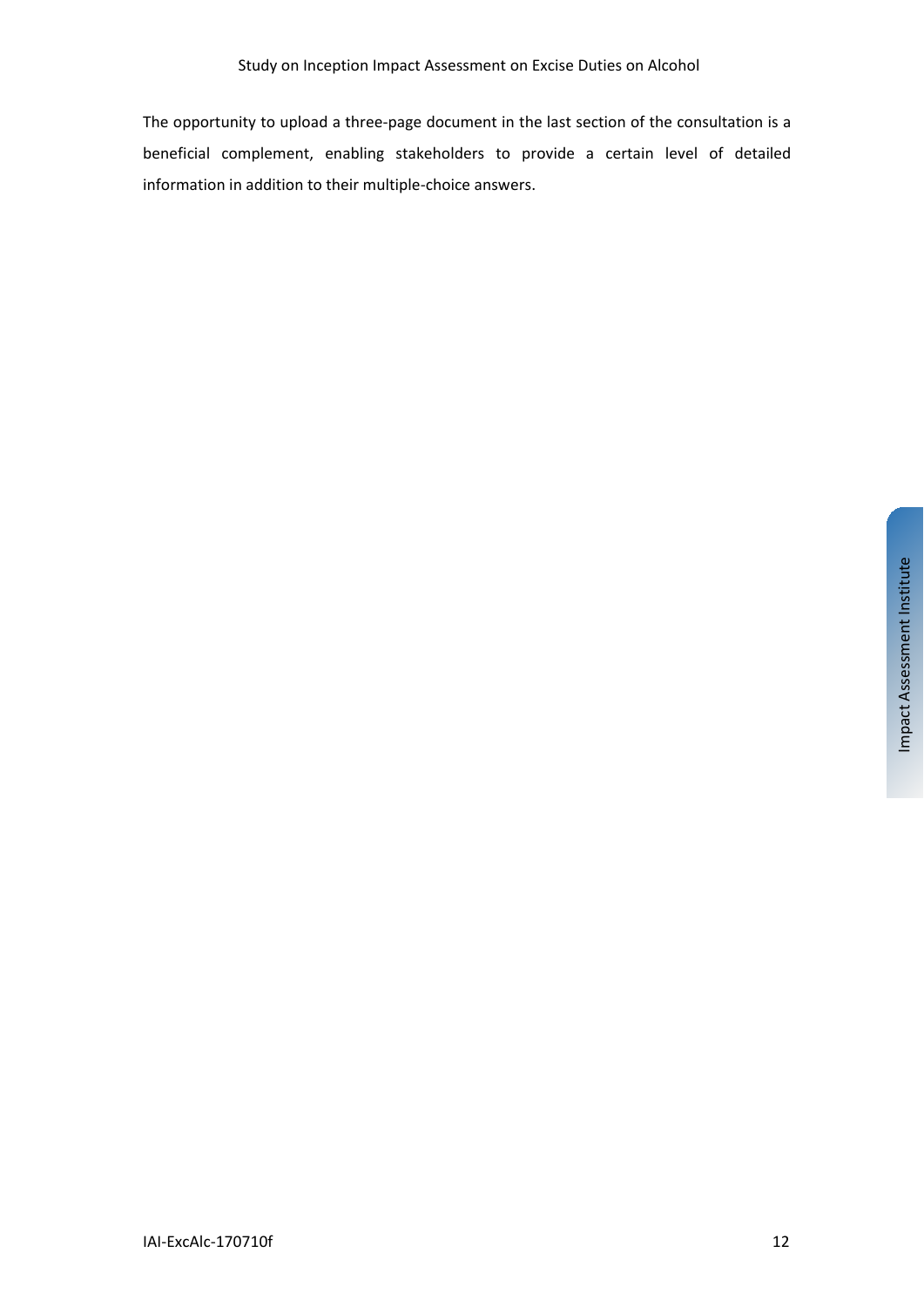The opportunity to upload a three-page document in the last section of the consultation is a beneficial complement, enabling stakeholders to provide a certain level of detailed information in addition to their multiple-choice answers.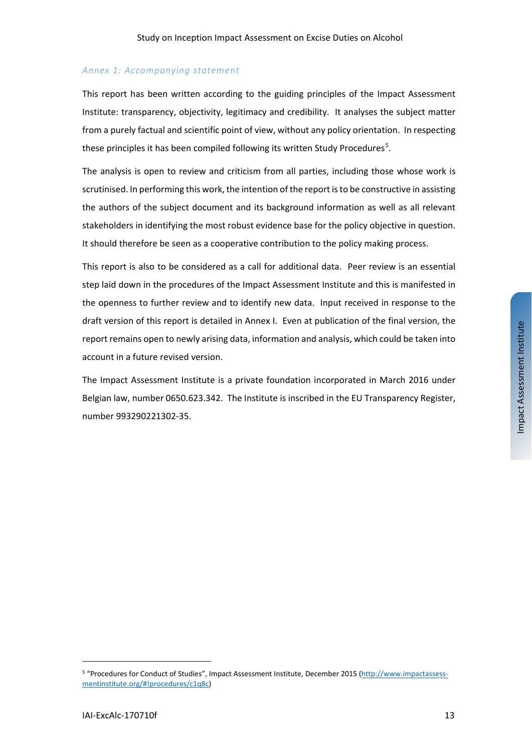### *Annex 1: Accompanying statement*

This report has been written according to the guiding principles of the Impact Assessment Institute: transparency, objectivity, legitimacy and credibility. It analyses the subject matter from a purely factual and scientific point of view, without any policy orientation. In respecting these principles it has been compiled following its written Study Procedures[5].

The analysis is open to review and criticism from all parties, including those whose work is scrutinised. In performing this work, the intention of the report is to be constructive in assisting the authors of the subject document and its background information as well as all relevant stakeholders in identifying the most robust evidence base for the policy objective in question. It should therefore be seen as a cooperative contribution to the policy making process.

This report is also to be considered as a call for additional data. Peer review is an essential step laid down in the procedures of the Impact Assessment Institute and this is manifested in the openness to further review and to identify new data. Input received in response to the draft version of this report is detailed in Annex I. Even at publication of the final version, the report remains open to newly arising data, information and analysis, which could be taken into account in a future revised version.

The Impact Assessment Institute is a private foundation incorporated in March 2016 under Belgian law, number 0650.623.342. The Institute is inscribed in the EU Transparency Register, number 993290221302-35.

---

[5] "Procedures for Conduct of Studies", Impact Assessment Institute, December 2015 (http://www.impactassessmentinstitute.org/#!procedures/c1q8c)